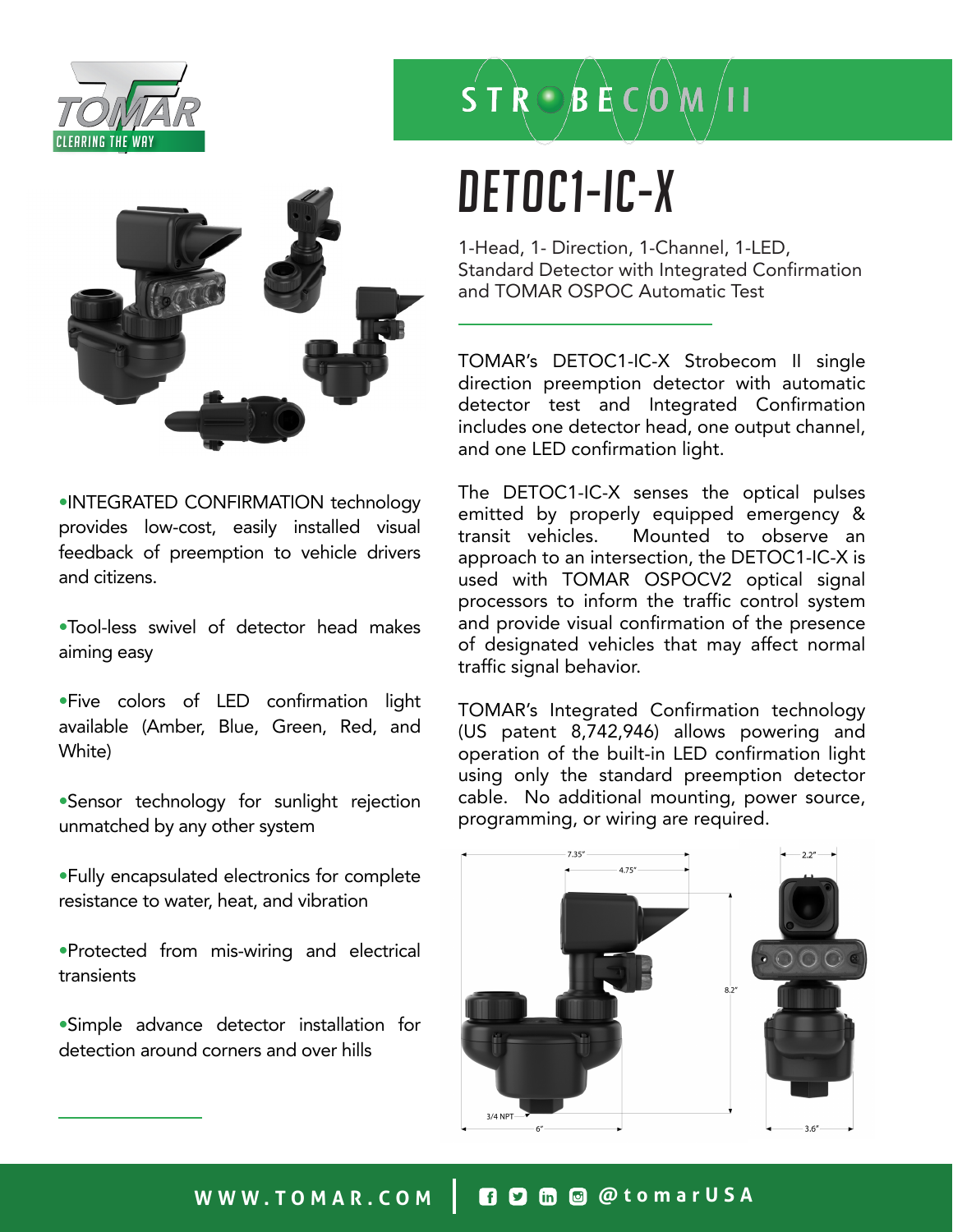TOMAR
CLEARING THE WAY

STROBECOM II

# DETOC1-IC-X

1-Head, 1- Direction, 1-Channel, 1-LED, Standard Detector with Integrated Confirmation and TOMAR OSPOC Automatic Test

TOMAR's DETOC1-IC-X Strobecom II single direction preemption detector with automatic detector test and Integrated Confirmation includes one detector head, one output channel, and one LED confirmation light.

The DETOC1-IC-X senses the optical pulses emitted by properly equipped emergency & transit vehicles. Mounted to observe an approach to an intersection, the DETOC1-IC-X is used with TOMAR OSPOCV2 optical signal processors to inform the traffic control system and provide visual confirmation of the presence of designated vehicles that may affect normal traffic signal behavior.

TOMAR's Integrated Confirmation technology (US patent 8,742,946) allows powering and operation of the built-in LED confirmation light using only the standard preemption detector cable. No additional mounting, power source, programming, or wiring are required.

- INTEGRATED CONFIRMATION technology provides low-cost, easily installed visual feedback of preemption to vehicle drivers and citizens.
- Tool-less swivel of detector head makes aiming easy
- Five colors of LED confirmation light available (Amber, Blue, Green, Red, and White)
- Sensor technology for sunlight rejection unmatched by any other system
- Fully encapsulated electronics for complete resistance to water, heat, and vibration
- Protected from mis-wiring and electrical transients
- Simple advance detector installation for detection around corners and over hills

7.35"
4.75"
8.2"
3/4 NPT
6"
2.2"
3.6"

WWW.TOMAR.COM | @tomarUSA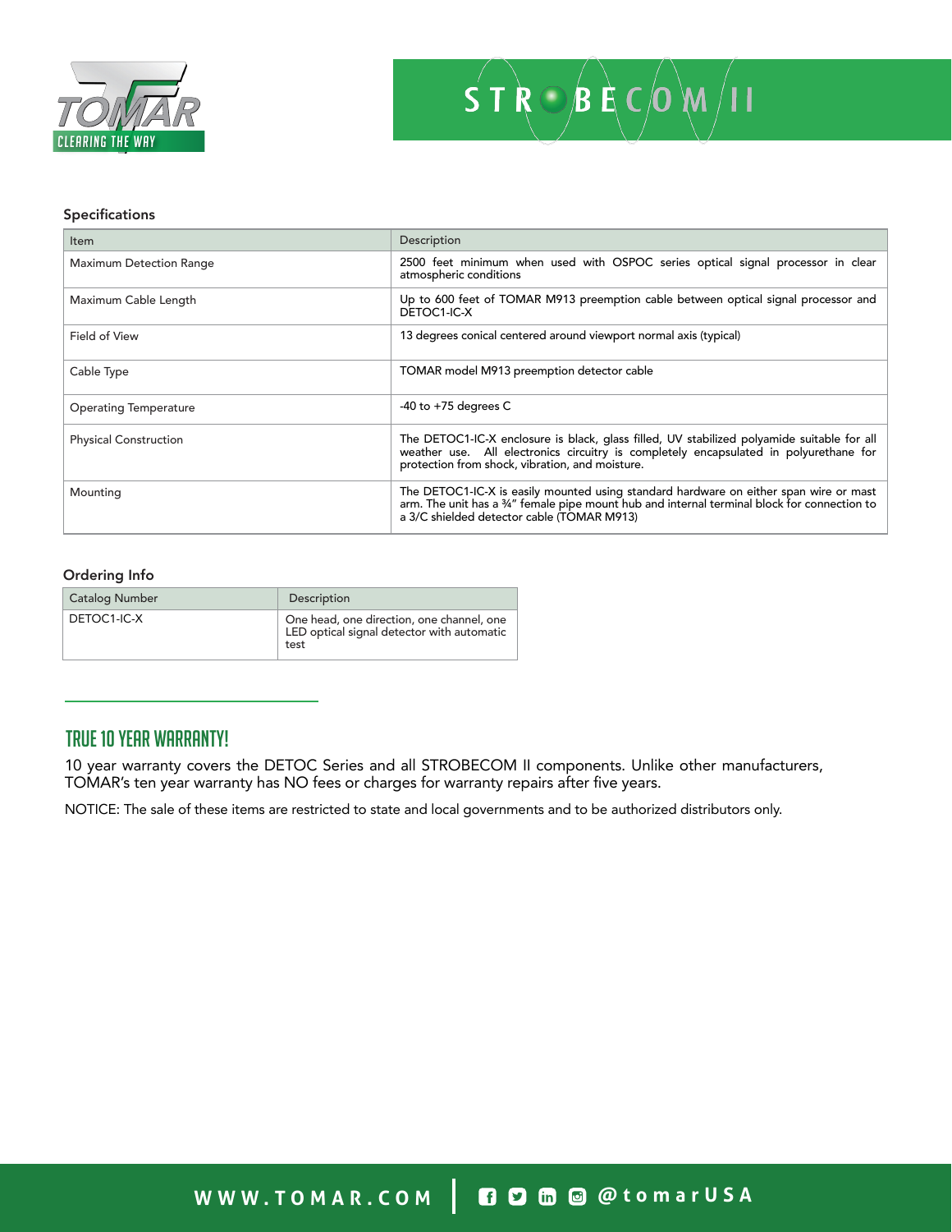## Specifications

| Item | Description |
|---|---|
| Maximum Detection Range | 2500 feet minimum when used with OSPOC series optical signal processor in clear atmospheric conditions |
| Maximum Cable Length | Up to 600 feet of TOMAR M913 preemption cable between optical signal processor and DETOC1-IC-X |
| Field of View | 13 degrees conical centered around viewport normal axis (typical) |
| Cable Type | TOMAR model M913 preemption detector cable |
| Operating Temperature | -40 to +75 degrees C |
| Physical Construction | The DETOC1-IC-X enclosure is black, glass filled, UV stabilized polyamide suitable for all weather use. All electronics circuitry is completely encapsulated in polyurethane for protection from shock, vibration, and moisture. |
| Mounting | The DETOC1-IC-X is easily mounted using standard hardware on either span wire or mast arm. The unit has a ¾" female pipe mount hub and internal terminal block for connection to a 3/C shielded detector cable (TOMAR M913) |

## Ordering Info

| Catalog Number | Description |
|---|---|
| DETOC1-IC-X | One head, one direction, one channel, one LED optical signal detector with automatic test |

## TRUE 10 YEAR WARRANTY!

10 year warranty covers the DETOC Series and all STROBECOM II components. Unlike other manufacturers, TOMAR's ten year warranty has NO fees or charges for warranty repairs after five years.

NOTICE: The sale of these items are restricted to state and local governments and to be authorized distributors only.

WWW.TOMAR.COM | @tomarUSA